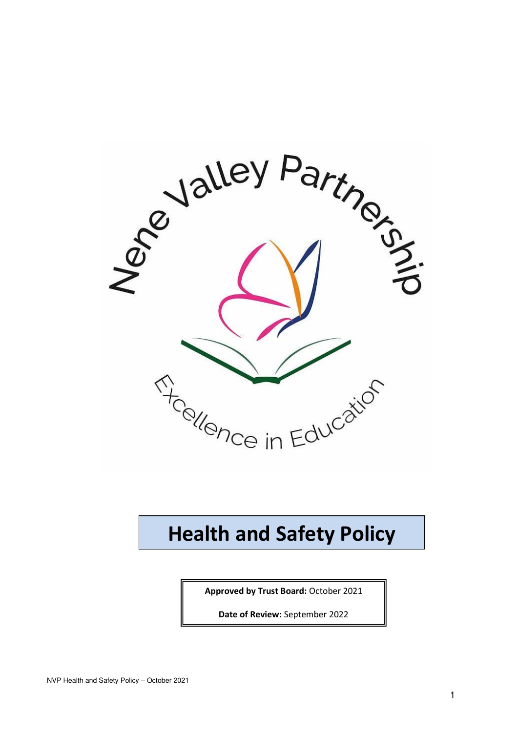Nene Valley Partnership

Excellence in Education

# Health and Safety Policy

**Approved by Trust Board:** October 2021

**Date of Review:** September 2022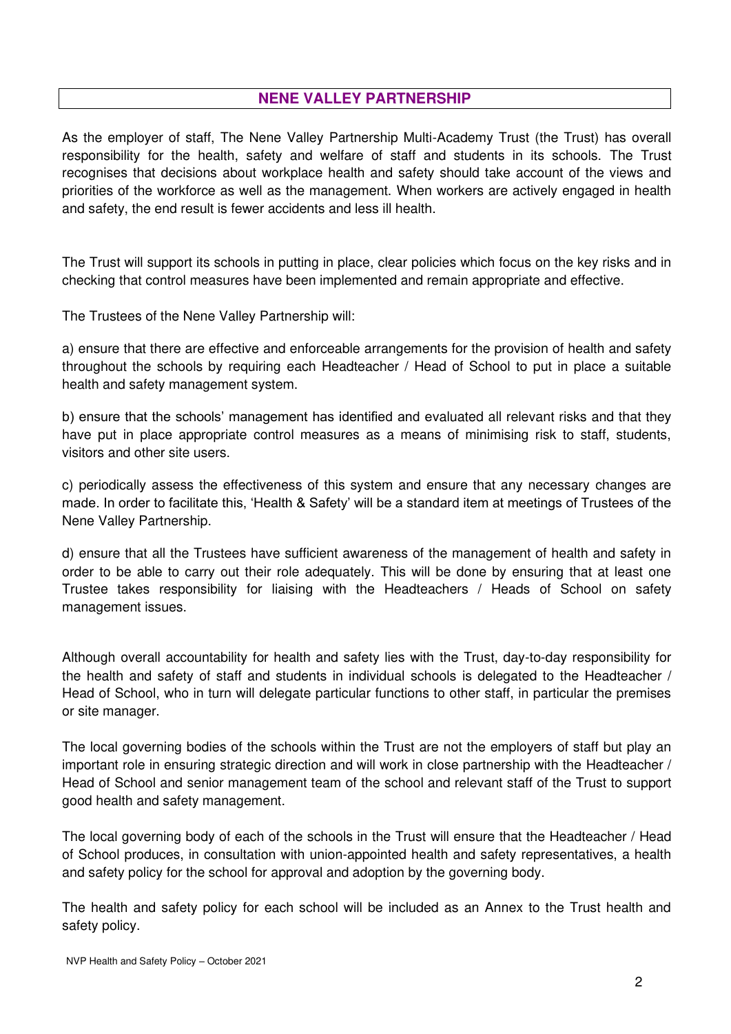## NENE VALLEY PARTNERSHIP

As the employer of staff, The Nene Valley Partnership Multi-Academy Trust (the Trust) has overall responsibility for the health, safety and welfare of staff and students in its schools. The Trust recognises that decisions about workplace health and safety should take account of the views and priorities of the workforce as well as the management. When workers are actively engaged in health and safety, the end result is fewer accidents and less ill health.

The Trust will support its schools in putting in place, clear policies which focus on the key risks and in checking that control measures have been implemented and remain appropriate and effective.

The Trustees of the Nene Valley Partnership will:

a) ensure that there are effective and enforceable arrangements for the provision of health and safety throughout the schools by requiring each Headteacher / Head of School to put in place a suitable health and safety management system.

b) ensure that the schools' management has identified and evaluated all relevant risks and that they have put in place appropriate control measures as a means of minimising risk to staff, students, visitors and other site users.

c) periodically assess the effectiveness of this system and ensure that any necessary changes are made. In order to facilitate this, 'Health & Safety' will be a standard item at meetings of Trustees of the Nene Valley Partnership.

d) ensure that all the Trustees have sufficient awareness of the management of health and safety in order to be able to carry out their role adequately. This will be done by ensuring that at least one Trustee takes responsibility for liaising with the Headteachers / Heads of School on safety management issues.

Although overall accountability for health and safety lies with the Trust, day-to-day responsibility for the health and safety of staff and students in individual schools is delegated to the Headteacher / Head of School, who in turn will delegate particular functions to other staff, in particular the premises or site manager.

The local governing bodies of the schools within the Trust are not the employers of staff but play an important role in ensuring strategic direction and will work in close partnership with the Headteacher / Head of School and senior management team of the school and relevant staff of the Trust to support good health and safety management.

The local governing body of each of the schools in the Trust will ensure that the Headteacher / Head of School produces, in consultation with union-appointed health and safety representatives, a health and safety policy for the school for approval and adoption by the governing body.

The health and safety policy for each school will be included as an Annex to the Trust health and safety policy.